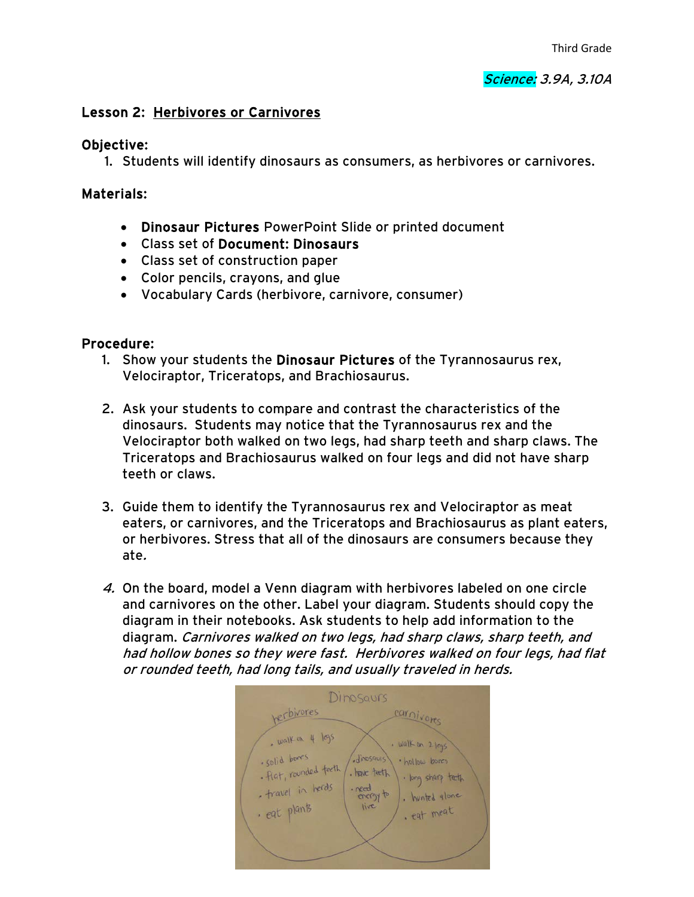*Science: 3.9A, 3.10A*

## Lesson 2: Herbivores or Carnivores

### Objective:

1. Students will identify dinosaurs as consumers, as herbivores or carnivores.

### Materials:

- **Dinosaur Pictures** PowerPoint Slide or printed document
- Class set of **Document: Dinosaurs**
- Class set of construction paper
- Color pencils, crayons, and glue
- Vocabulary Cards (herbivore, carnivore, consumer)

### Procedure:

1. Show your students the **Dinosaur Pictures** of the Tyrannosaurus rex, Velociraptor, Triceratops, and Brachiosaurus.

2. Ask your students to compare and contrast the characteristics of the dinosaurs. Students may notice that the Tyrannosaurus rex and the Velociraptor both walked on two legs, had sharp teeth and sharp claws. The Triceratops and Brachiosaurus walked on four legs and did not have sharp teeth or claws.

3. Guide them to identify the Tyrannosaurus rex and Velociraptor as meat eaters, or carnivores, and the Triceratops and Brachiosaurus as plant eaters, or herbivores. Stress that all of the dinosaurs are consumers because they ate.

4. On the board, model a Venn diagram with herbivores labeled on one circle and carnivores on the other. Label your diagram. Students should copy the diagram in their notebooks. Ask students to help add information to the diagram. *Carnivores walked on two legs, had sharp claws, sharp teeth, and had hollow bones so they were fast. Herbivores walked on four legs, had flat or rounded teeth, had long tails, and usually traveled in herds.*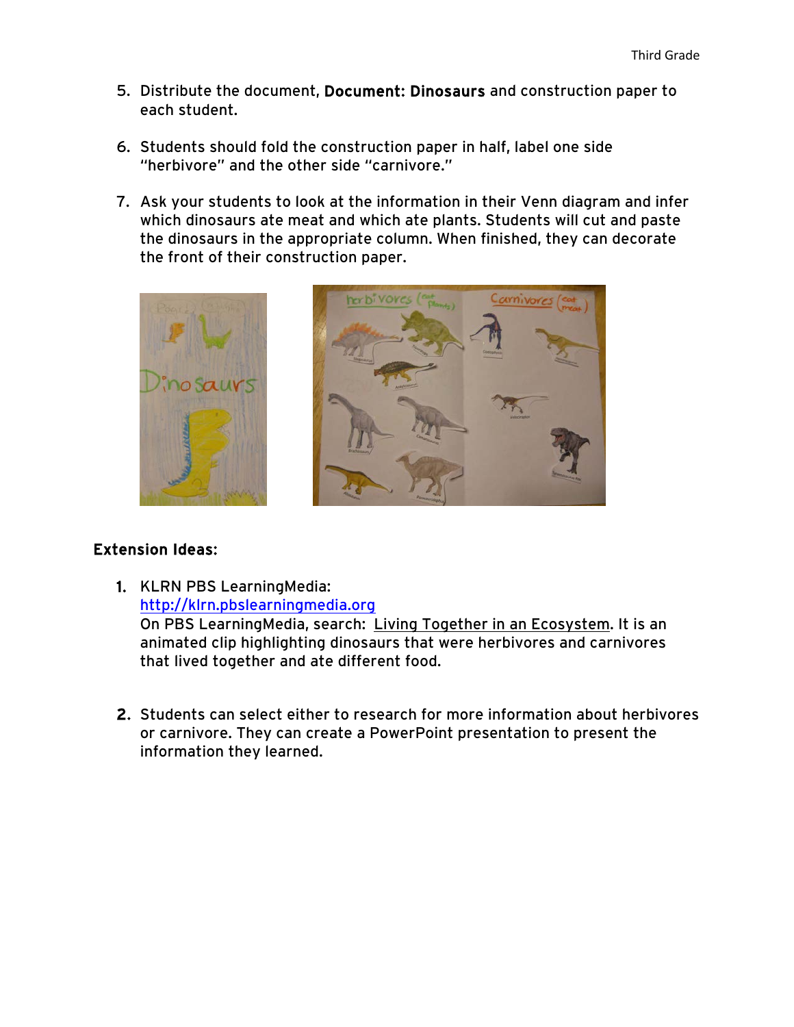5. Distribute the document, **Document: Dinosaurs** and construction paper to each student.

6. Students should fold the construction paper in half, label one side "herbivore" and the other side "carnivore."

7. Ask your students to look at the information in their Venn diagram and infer which dinosaurs ate meat and which ate plants. Students will cut and paste the dinosaurs in the appropriate column. When finished, they can decorate the front of their construction paper.

**Extension Ideas:**

1. KLRN PBS LearningMedia: [http://klrn.pbslearningmedia.org](http://klrn.pbslearningmedia.org)
   On PBS LearningMedia, search: Living Together in an Ecosystem. It is an animated clip highlighting dinosaurs that were herbivores and carnivores that lived together and ate different food.

2. Students can select either to research for more information about herbivores or carnivore. They can create a PowerPoint presentation to present the information they learned.